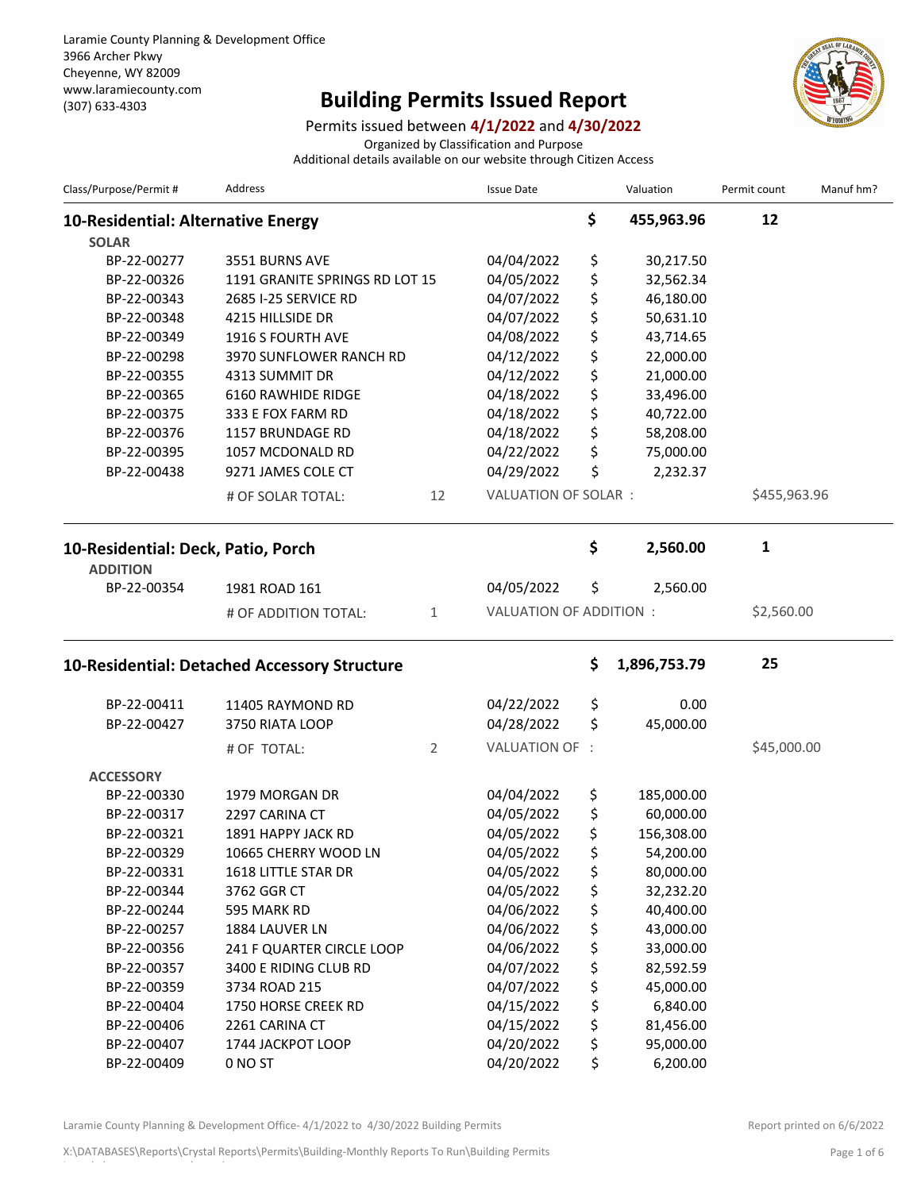Laramie County Planning & Development Office
3966 Archer Pkwy
Cheyenne, WY 82009
www.laramiecounty.com
(307) 633-4303

# Building Permits Issued Report

Permits issued between **4/1/2022** and **4/30/2022**

Organized by Classification and Purpose

Additional details available on our website through Citizen Access

| Class/Purpose/Permit # | Address | | Issue Date | | Valuation | Permit count | Manuf hm? |
|---|---|---|---|---|---|---|---|
| **10-Residential: Alternative Energy** | | | | **$** | **455,963.96** | **12** | |
| **SOLAR** | | | | | | | |
| BP-22-00277 | 3551 BURNS AVE | | 04/04/2022 | $ | 30,217.50 | | |
| BP-22-00326 | 1191 GRANITE SPRINGS RD LOT 15 | | 04/05/2022 | $ | 32,562.34 | | |
| BP-22-00343 | 2685 I-25 SERVICE RD | | 04/07/2022 | $ | 46,180.00 | | |
| BP-22-00348 | 4215 HILLSIDE DR | | 04/07/2022 | $ | 50,631.10 | | |
| BP-22-00349 | 1916 S FOURTH AVE | | 04/08/2022 | $ | 43,714.65 | | |
| BP-22-00298 | 3970 SUNFLOWER RANCH RD | | 04/12/2022 | $ | 22,000.00 | | |
| BP-22-00355 | 4313 SUMMIT DR | | 04/12/2022 | $ | 21,000.00 | | |
| BP-22-00365 | 6160 RAWHIDE RIDGE | | 04/18/2022 | $ | 33,496.00 | | |
| BP-22-00375 | 333 E FOX FARM RD | | 04/18/2022 | $ | 40,722.00 | | |
| BP-22-00376 | 1157 BRUNDAGE RD | | 04/18/2022 | $ | 58,208.00 | | |
| BP-22-00395 | 1057 MCDONALD RD | | 04/22/2022 | $ | 75,000.00 | | |
| BP-22-00438 | 9271 JAMES COLE CT | | 04/29/2022 | $ | 2,232.37 | | |
| | # OF SOLAR TOTAL: | 12 | VALUATION OF SOLAR : | | | $455,963.96 | |
| **10-Residential: Deck, Patio, Porch** | | | | **$** | **2,560.00** | **1** | |
| **ADDITION** | | | | | | | |
| BP-22-00354 | 1981 ROAD 161 | | 04/05/2022 | $ | 2,560.00 | | |
| | # OF ADDITION TOTAL: | 1 | VALUATION OF ADDITION : | | | $2,560.00 | |
| **10-Residential: Detached Accessory Structure** | | | | **$** | **1,896,753.79** | **25** | |
| BP-22-00411 | 11405 RAYMOND RD | | 04/22/2022 | $ | 0.00 | | |
| BP-22-00427 | 3750 RIATA LOOP | | 04/28/2022 | $ | 45,000.00 | | |
| | # OF TOTAL: | 2 | VALUATION OF : | | | $45,000.00 | |
| **ACCESSORY** | | | | | | | |
| BP-22-00330 | 1979 MORGAN DR | | 04/04/2022 | $ | 185,000.00 | | |
| BP-22-00317 | 2297 CARINA CT | | 04/05/2022 | $ | 60,000.00 | | |
| BP-22-00321 | 1891 HAPPY JACK RD | | 04/05/2022 | $ | 156,308.00 | | |
| BP-22-00329 | 10665 CHERRY WOOD LN | | 04/05/2022 | $ | 54,200.00 | | |
| BP-22-00331 | 1618 LITTLE STAR DR | | 04/05/2022 | $ | 80,000.00 | | |
| BP-22-00344 | 3762 GGR CT | | 04/05/2022 | $ | 32,232.20 | | |
| BP-22-00244 | 595 MARK RD | | 04/06/2022 | $ | 40,400.00 | | |
| BP-22-00257 | 1884 LAUVER LN | | 04/06/2022 | $ | 43,000.00 | | |
| BP-22-00356 | 241 F QUARTER CIRCLE LOOP | | 04/06/2022 | $ | 33,000.00 | | |
| BP-22-00357 | 3400 E RIDING CLUB RD | | 04/07/2022 | $ | 82,592.59 | | |
| BP-22-00359 | 3734 ROAD 215 | | 04/07/2022 | $ | 45,000.00 | | |
| BP-22-00404 | 1750 HORSE CREEK RD | | 04/15/2022 | $ | 6,840.00 | | |
| BP-22-00406 | 2261 CARINA CT | | 04/15/2022 | $ | 81,456.00 | | |
| BP-22-00407 | 1744 JACKPOT LOOP | | 04/20/2022 | $ | 95,000.00 | | |
| BP-22-00409 | 0 NO ST | | 04/20/2022 | $ | 6,200.00 | | |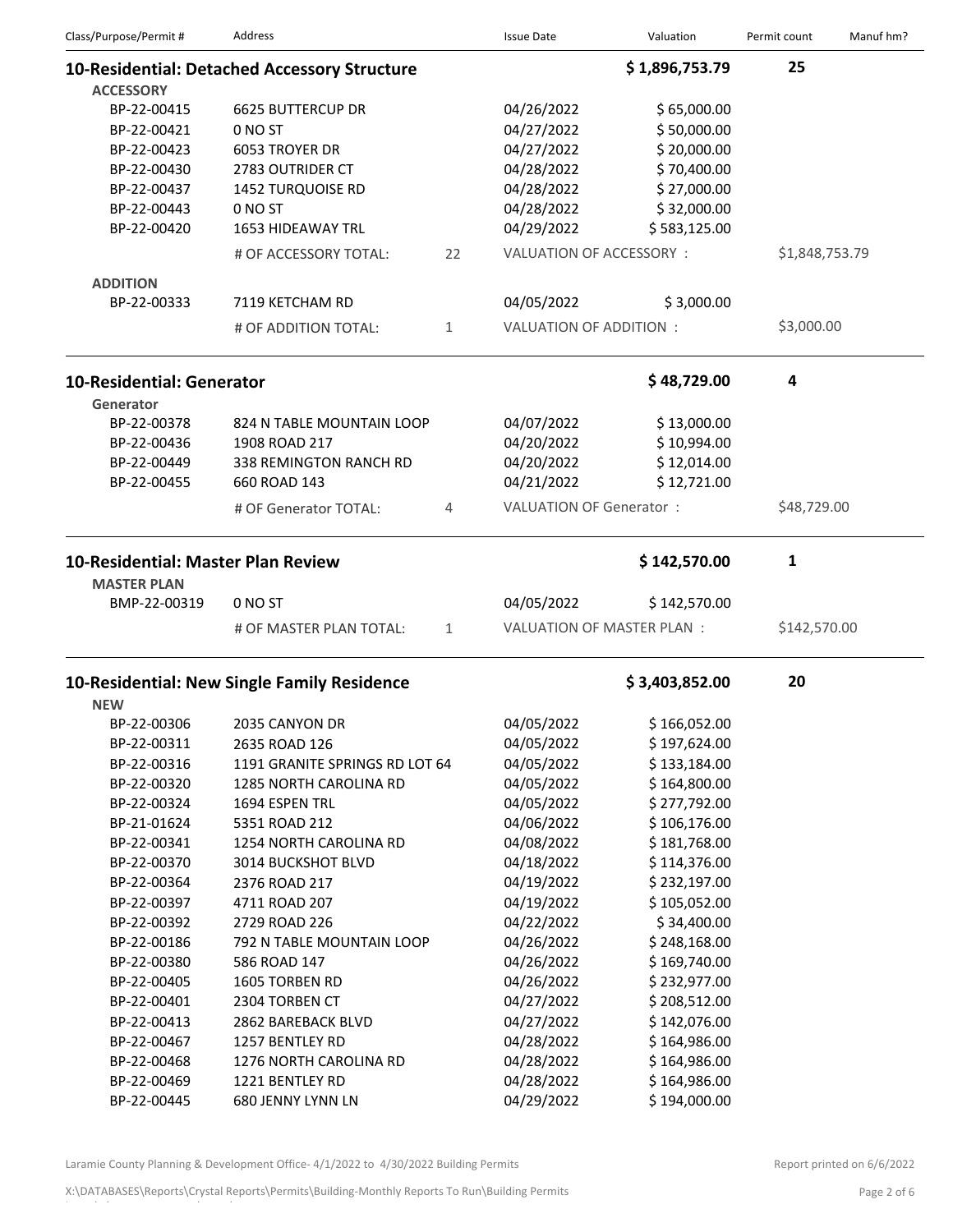| Class/Purpose/Permit # | Address | | Issue Date | Valuation | Permit count | Manuf hm? |
|---|---|---|---|---|---|---|
| **10-Residential: Detached Accessory Structure** | | | | **$ 1,896,753.79** | **25** | |
| **ACCESSORY** | | | | | | |
| BP-22-00415 | 6625 BUTTERCUP DR | | 04/26/2022 | $ 65,000.00 | | |
| BP-22-00421 | 0 NO ST | | 04/27/2022 | $ 50,000.00 | | |
| BP-22-00423 | 6053 TROYER DR | | 04/27/2022 | $ 20,000.00 | | |
| BP-22-00430 | 2783 OUTRIDER CT | | 04/28/2022 | $ 70,400.00 | | |
| BP-22-00437 | 1452 TURQUOISE RD | | 04/28/2022 | $ 27,000.00 | | |
| BP-22-00443 | 0 NO ST | | 04/28/2022 | $ 32,000.00 | | |
| BP-22-00420 | 1653 HIDEAWAY TRL | | 04/29/2022 | $ 583,125.00 | | |
| | # OF ACCESSORY TOTAL: | 22 | VALUATION OF ACCESSORY : | | $1,848,753.79 | |
| **ADDITION** | | | | | | |
| BP-22-00333 | 7119 KETCHAM RD | | 04/05/2022 | $ 3,000.00 | | |
| | # OF ADDITION TOTAL: | 1 | VALUATION OF ADDITION : | | $3,000.00 | |
| **10-Residential: Generator** | | | | **$ 48,729.00** | **4** | |
| **Generator** | | | | | | |
| BP-22-00378 | 824 N TABLE MOUNTAIN LOOP | | 04/07/2022 | $ 13,000.00 | | |
| BP-22-00436 | 1908 ROAD 217 | | 04/20/2022 | $ 10,994.00 | | |
| BP-22-00449 | 338 REMINGTON RANCH RD | | 04/20/2022 | $ 12,014.00 | | |
| BP-22-00455 | 660 ROAD 143 | | 04/21/2022 | $ 12,721.00 | | |
| | # OF Generator TOTAL: | 4 | VALUATION OF Generator : | | $48,729.00 | |
| **10-Residential: Master Plan Review** | | | | **$ 142,570.00** | **1** | |
| **MASTER PLAN** | | | | | | |
| BMP-22-00319 | 0 NO ST | | 04/05/2022 | $ 142,570.00 | | |
| | # OF MASTER PLAN TOTAL: | 1 | VALUATION OF MASTER PLAN : | | $142,570.00 | |
| **10-Residential: New Single Family Residence** | | | | **$ 3,403,852.00** | **20** | |
| **NEW** | | | | | | |
| BP-22-00306 | 2035 CANYON DR | | 04/05/2022 | $ 166,052.00 | | |
| BP-22-00311 | 2635 ROAD 126 | | 04/05/2022 | $ 197,624.00 | | |
| BP-22-00316 | 1191 GRANITE SPRINGS RD LOT 64 | | 04/05/2022 | $ 133,184.00 | | |
| BP-22-00320 | 1285 NORTH CAROLINA RD | | 04/05/2022 | $ 164,800.00 | | |
| BP-22-00324 | 1694 ESPEN TRL | | 04/05/2022 | $ 277,792.00 | | |
| BP-21-01624 | 5351 ROAD 212 | | 04/06/2022 | $ 106,176.00 | | |
| BP-22-00341 | 1254 NORTH CAROLINA RD | | 04/08/2022 | $ 181,768.00 | | |
| BP-22-00370 | 3014 BUCKSHOT BLVD | | 04/18/2022 | $ 114,376.00 | | |
| BP-22-00364 | 2376 ROAD 217 | | 04/19/2022 | $ 232,197.00 | | |
| BP-22-00397 | 4711 ROAD 207 | | 04/19/2022 | $ 105,052.00 | | |
| BP-22-00392 | 2729 ROAD 226 | | 04/22/2022 | $ 34,400.00 | | |
| BP-22-00186 | 792 N TABLE MOUNTAIN LOOP | | 04/26/2022 | $ 248,168.00 | | |
| BP-22-00380 | 586 ROAD 147 | | 04/26/2022 | $ 169,740.00 | | |
| BP-22-00405 | 1605 TORBEN RD | | 04/26/2022 | $ 232,977.00 | | |
| BP-22-00401 | 2304 TORBEN CT | | 04/27/2022 | $ 208,512.00 | | |
| BP-22-00413 | 2862 BAREBACK BLVD | | 04/27/2022 | $ 142,076.00 | | |
| BP-22-00467 | 1257 BENTLEY RD | | 04/28/2022 | $ 164,986.00 | | |
| BP-22-00468 | 1276 NORTH CAROLINA RD | | 04/28/2022 | $ 164,986.00 | | |
| BP-22-00469 | 1221 BENTLEY RD | | 04/28/2022 | $ 164,986.00 | | |
| BP-22-00445 | 680 JENNY LYNN LN | | 04/29/2022 | $ 194,000.00 | | |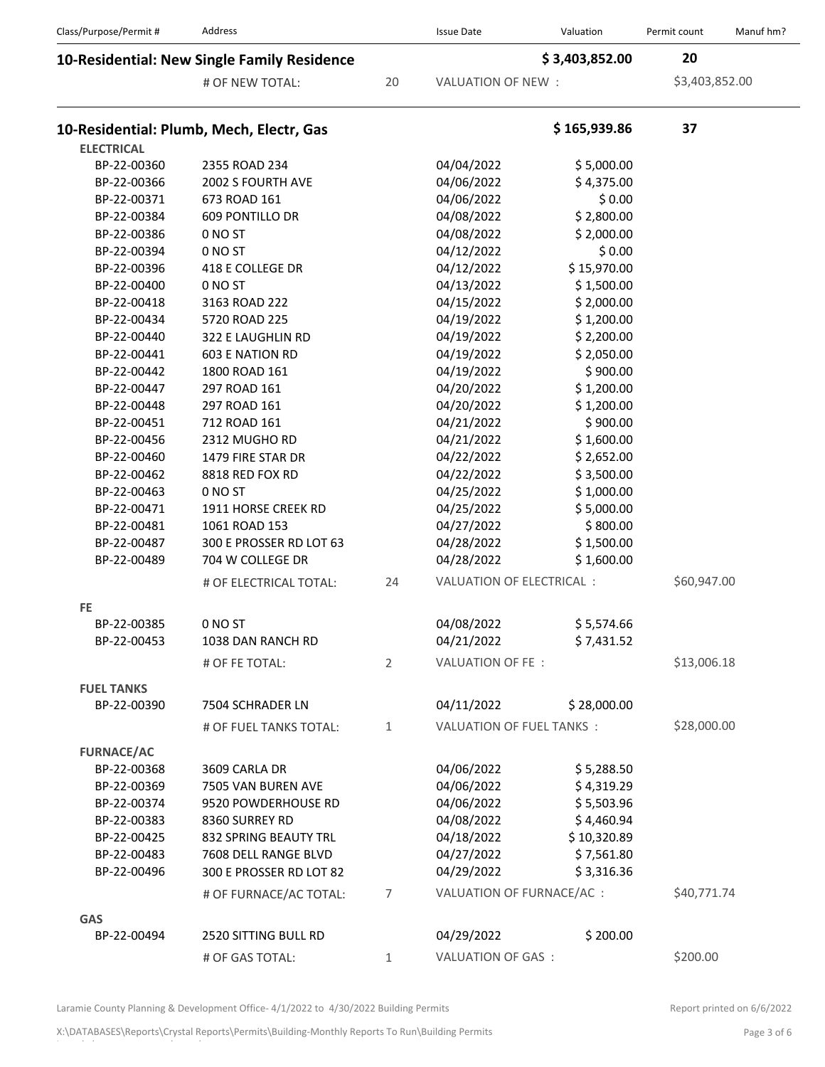| Class/Purpose/Permit # | Address | | Issue Date | Valuation | Permit count | Manuf hm? |
|---|---|---|---|---|---|---|
| **10-Residential: New Single Family Residence** | | | | **$ 3,403,852.00** | **20** | |
| | # OF NEW TOTAL: | 20 | VALUATION OF NEW : | | $3,403,852.00 | |
| **10-Residential: Plumb, Mech, Electr, Gas** | | | | **$ 165,939.86** | **37** | |
| **ELECTRICAL** | | | | | | |
| BP-22-00360 | 2355 ROAD 234 | | 04/04/2022 | $ 5,000.00 | | |
| BP-22-00366 | 2002 S FOURTH AVE | | 04/06/2022 | $ 4,375.00 | | |
| BP-22-00371 | 673 ROAD 161 | | 04/06/2022 | $ 0.00 | | |
| BP-22-00384 | 609 PONTILLO DR | | 04/08/2022 | $ 2,800.00 | | |
| BP-22-00386 | 0 NO ST | | 04/08/2022 | $ 2,000.00 | | |
| BP-22-00394 | 0 NO ST | | 04/12/2022 | $ 0.00 | | |
| BP-22-00396 | 418 E COLLEGE DR | | 04/12/2022 | $ 15,970.00 | | |
| BP-22-00400 | 0 NO ST | | 04/13/2022 | $ 1,500.00 | | |
| BP-22-00418 | 3163 ROAD 222 | | 04/15/2022 | $ 2,000.00 | | |
| BP-22-00434 | 5720 ROAD 225 | | 04/19/2022 | $ 1,200.00 | | |
| BP-22-00440 | 322 E LAUGHLIN RD | | 04/19/2022 | $ 2,200.00 | | |
| BP-22-00441 | 603 E NATION RD | | 04/19/2022 | $ 2,050.00 | | |
| BP-22-00442 | 1800 ROAD 161 | | 04/19/2022 | $ 900.00 | | |
| BP-22-00447 | 297 ROAD 161 | | 04/20/2022 | $ 1,200.00 | | |
| BP-22-00448 | 297 ROAD 161 | | 04/20/2022 | $ 1,200.00 | | |
| BP-22-00451 | 712 ROAD 161 | | 04/21/2022 | $ 900.00 | | |
| BP-22-00456 | 2312 MUGHO RD | | 04/21/2022 | $ 1,600.00 | | |
| BP-22-00460 | 1479 FIRE STAR DR | | 04/22/2022 | $ 2,652.00 | | |
| BP-22-00462 | 8818 RED FOX RD | | 04/22/2022 | $ 3,500.00 | | |
| BP-22-00463 | 0 NO ST | | 04/25/2022 | $ 1,000.00 | | |
| BP-22-00471 | 1911 HORSE CREEK RD | | 04/25/2022 | $ 5,000.00 | | |
| BP-22-00481 | 1061 ROAD 153 | | 04/27/2022 | $ 800.00 | | |
| BP-22-00487 | 300 E PROSSER RD LOT 63 | | 04/28/2022 | $ 1,500.00 | | |
| BP-22-00489 | 704 W COLLEGE DR | | 04/28/2022 | $ 1,600.00 | | |
| | # OF ELECTRICAL TOTAL: | 24 | VALUATION OF ELECTRICAL : | | $60,947.00 | |
| **FE** | | | | | | |
| BP-22-00385 | 0 NO ST | | 04/08/2022 | $ 5,574.66 | | |
| BP-22-00453 | 1038 DAN RANCH RD | | 04/21/2022 | $ 7,431.52 | | |
| | # OF FE TOTAL: | 2 | VALUATION OF FE : | | $13,006.18 | |
| **FUEL TANKS** | | | | | | |
| BP-22-00390 | 7504 SCHRADER LN | | 04/11/2022 | $ 28,000.00 | | |
| | # OF FUEL TANKS TOTAL: | 1 | VALUATION OF FUEL TANKS : | | $28,000.00 | |
| **FURNACE/AC** | | | | | | |
| BP-22-00368 | 3609 CARLA DR | | 04/06/2022 | $ 5,288.50 | | |
| BP-22-00369 | 7505 VAN BUREN AVE | | 04/06/2022 | $ 4,319.29 | | |
| BP-22-00374 | 9520 POWDERHOUSE RD | | 04/06/2022 | $ 5,503.96 | | |
| BP-22-00383 | 8360 SURREY RD | | 04/08/2022 | $ 4,460.94 | | |
| BP-22-00425 | 832 SPRING BEAUTY TRL | | 04/18/2022 | $ 10,320.89 | | |
| BP-22-00483 | 7608 DELL RANGE BLVD | | 04/27/2022 | $ 7,561.80 | | |
| BP-22-00496 | 300 E PROSSER RD LOT 82 | | 04/29/2022 | $ 3,316.36 | | |
| | # OF FURNACE/AC TOTAL: | 7 | VALUATION OF FURNACE/AC : | | $40,771.74 | |
| **GAS** | | | | | | |
| BP-22-00494 | 2520 SITTING BULL RD | | 04/29/2022 | $ 200.00 | | |
| | # OF GAS TOTAL: | 1 | VALUATION OF GAS : | | $200.00 | |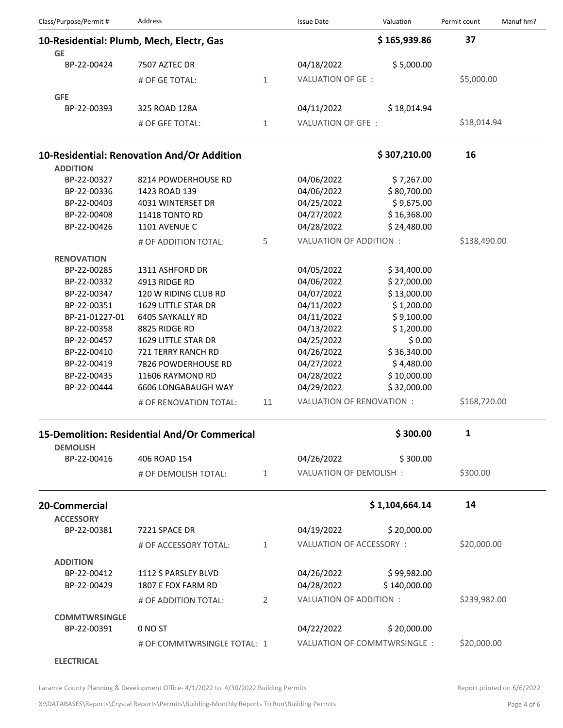| Class/Purpose/Permit # | Address | | Issue Date | Valuation | Permit count | Manuf hm? |
|---|---|---|---|---|---|---|
| **10-Residential: Plumb, Mech, Electr, Gas** | | | | **$ 165,939.86** | **37** | |
| **GE** | | | | | | |
| BP-22-00424 | 7507 AZTEC DR | | 04/18/2022 | $ 5,000.00 | | |
| | # OF GE TOTAL: | 1 | VALUATION OF GE : | | $5,000.00 | |
| **GFE** | | | | | | |
| BP-22-00393 | 325 ROAD 128A | | 04/11/2022 | $ 18,014.94 | | |
| | # OF GFE TOTAL: | 1 | VALUATION OF GFE : | | $18,014.94 | |
| **10-Residential: Renovation And/Or Addition** | | | | **$ 307,210.00** | **16** | |
| **ADDITION** | | | | | | |
| BP-22-00327 | 8214 POWDERHOUSE RD | | 04/06/2022 | $ 7,267.00 | | |
| BP-22-00336 | 1423 ROAD 139 | | 04/06/2022 | $ 80,700.00 | | |
| BP-22-00403 | 4031 WINTERSET DR | | 04/25/2022 | $ 9,675.00 | | |
| BP-22-00408 | 11418 TONTO RD | | 04/27/2022 | $ 16,368.00 | | |
| BP-22-00426 | 1101 AVENUE C | | 04/28/2022 | $ 24,480.00 | | |
| | # OF ADDITION TOTAL: | 5 | VALUATION OF ADDITION : | | $138,490.00 | |
| **RENOVATION** | | | | | | |
| BP-22-00285 | 1311 ASHFORD DR | | 04/05/2022 | $ 34,400.00 | | |
| BP-22-00332 | 4913 RIDGE RD | | 04/06/2022 | $ 27,000.00 | | |
| BP-22-00347 | 120 W RIDING CLUB RD | | 04/07/2022 | $ 13,000.00 | | |
| BP-22-00351 | 1629 LITTLE STAR DR | | 04/11/2022 | $ 1,200.00 | | |
| BP-21-01227-01 | 6405 SAYKALLY RD | | 04/11/2022 | $ 9,100.00 | | |
| BP-22-00358 | 8825 RIDGE RD | | 04/13/2022 | $ 1,200.00 | | |
| BP-22-00457 | 1629 LITTLE STAR DR | | 04/25/2022 | $ 0.00 | | |
| BP-22-00410 | 721 TERRY RANCH RD | | 04/26/2022 | $ 36,340.00 | | |
| BP-22-00419 | 7826 POWDERHOUSE RD | | 04/27/2022 | $ 4,480.00 | | |
| BP-22-00435 | 11606 RAYMOND RD | | 04/28/2022 | $ 10,000.00 | | |
| BP-22-00444 | 6606 LONGABAUGH WAY | | 04/29/2022 | $ 32,000.00 | | |
| | # OF RENOVATION TOTAL: | 11 | VALUATION OF RENOVATION : | | $168,720.00 | |
| **15-Demolition: Residential And/Or Commerical** | | | | **$ 300.00** | **1** | |
| **DEMOLISH** | | | | | | |
| BP-22-00416 | 406 ROAD 154 | | 04/26/2022 | $ 300.00 | | |
| | # OF DEMOLISH TOTAL: | 1 | VALUATION OF DEMOLISH : | | $300.00 | |
| **20-Commercial** | | | | **$ 1,104,664.14** | **14** | |
| **ACCESSORY** | | | | | | |
| BP-22-00381 | 7221 SPACE DR | | 04/19/2022 | $ 20,000.00 | | |
| | # OF ACCESSORY TOTAL: | 1 | VALUATION OF ACCESSORY : | | $20,000.00 | |
| **ADDITION** | | | | | | |
| BP-22-00412 | 1112 S PARSLEY BLVD | | 04/26/2022 | $ 99,982.00 | | |
| BP-22-00429 | 1807 E FOX FARM RD | | 04/28/2022 | $ 140,000.00 | | |
| | # OF ADDITION TOTAL: | 2 | VALUATION OF ADDITION : | | $239,982.00 | |
| **COMMTWRSINGLE** | | | | | | |
| BP-22-00391 | 0 NO ST | | 04/22/2022 | $ 20,000.00 | | |
| | # OF COMMTWRSINGLE TOTAL: | 1 | VALUATION OF COMMTWRSINGLE : | | $20,000.00 | |
| **ELECTRICAL** | | | | | | |

Laramie County Planning & Development Office- 4/1/2022 to 4/30/2022 Building Permits

Report printed on 6/6/2022

X:\DATABASES\Reports\Crystal Reports\Permits\Building-Monthly Reports To Run\Building Permits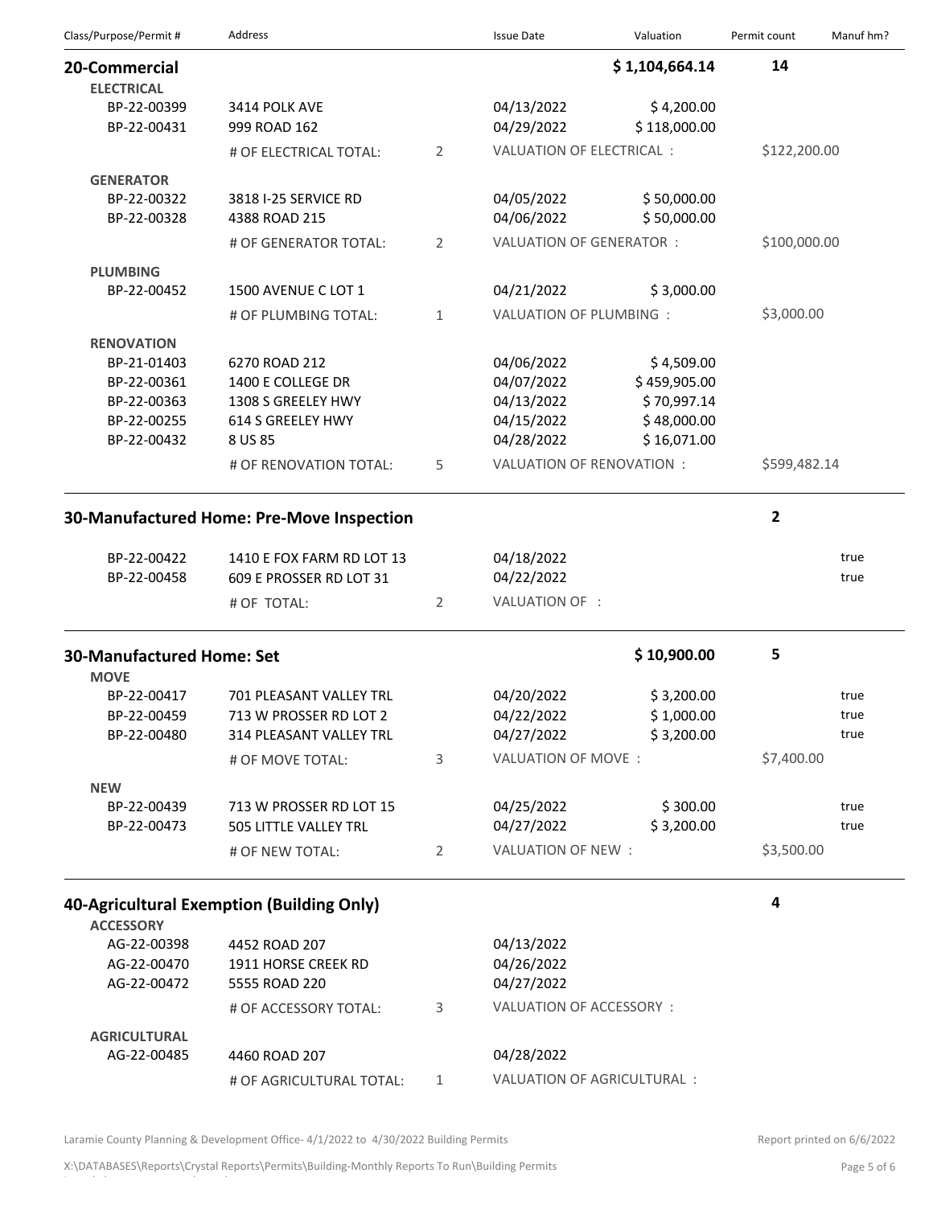| Class/Purpose/Permit # | Address | | Issue Date | Valuation | Permit count | Manuf hm? |
|---|---|---|---|---|---|---|
| **20-Commercial** | | | | **$ 1,104,664.14** | **14** | |
| **ELECTRICAL** | | | | | | |
| BP-22-00399 | 3414 POLK AVE | | 04/13/2022 | $ 4,200.00 | | |
| BP-22-00431 | 999 ROAD 162 | | 04/29/2022 | $ 118,000.00 | | |
| | # OF ELECTRICAL TOTAL: | 2 | VALUATION OF ELECTRICAL : | | $122,200.00 | |
| **GENERATOR** | | | | | | |
| BP-22-00322 | 3818 I-25 SERVICE RD | | 04/05/2022 | $ 50,000.00 | | |
| BP-22-00328 | 4388 ROAD 215 | | 04/06/2022 | $ 50,000.00 | | |
| | # OF GENERATOR TOTAL: | 2 | VALUATION OF GENERATOR : | | $100,000.00 | |
| **PLUMBING** | | | | | | |
| BP-22-00452 | 1500 AVENUE C LOT 1 | | 04/21/2022 | $ 3,000.00 | | |
| | # OF PLUMBING TOTAL: | 1 | VALUATION OF PLUMBING : | | $3,000.00 | |
| **RENOVATION** | | | | | | |
| BP-21-01403 | 6270 ROAD 212 | | 04/06/2022 | $ 4,509.00 | | |
| BP-22-00361 | 1400 E COLLEGE DR | | 04/07/2022 | $ 459,905.00 | | |
| BP-22-00363 | 1308 S GREELEY HWY | | 04/13/2022 | $ 70,997.14 | | |
| BP-22-00255 | 614 S GREELEY HWY | | 04/15/2022 | $ 48,000.00 | | |
| BP-22-00432 | 8 US 85 | | 04/28/2022 | $ 16,071.00 | | |
| | # OF RENOVATION TOTAL: | 5 | VALUATION OF RENOVATION : | | $599,482.14 | |
| **30-Manufactured Home: Pre-Move Inspection** | | | | | **2** | |
| BP-22-00422 | 1410 E FOX FARM RD LOT 13 | | 04/18/2022 | | | true |
| BP-22-00458 | 609 E PROSSER RD LOT 31 | | 04/22/2022 | | | true |
| | # OF TOTAL: | 2 | VALUATION OF : | | | |
| **30-Manufactured Home: Set** | | | | **$ 10,900.00** | **5** | |
| **MOVE** | | | | | | |
| BP-22-00417 | 701 PLEASANT VALLEY TRL | | 04/20/2022 | $ 3,200.00 | | true |
| BP-22-00459 | 713 W PROSSER RD LOT 2 | | 04/22/2022 | $ 1,000.00 | | true |
| BP-22-00480 | 314 PLEASANT VALLEY TRL | | 04/27/2022 | $ 3,200.00 | | true |
| | # OF MOVE TOTAL: | 3 | VALUATION OF MOVE : | | $7,400.00 | |
| **NEW** | | | | | | |
| BP-22-00439 | 713 W PROSSER RD LOT 15 | | 04/25/2022 | $ 300.00 | | true |
| BP-22-00473 | 505 LITTLE VALLEY TRL | | 04/27/2022 | $ 3,200.00 | | true |
| | # OF NEW TOTAL: | 2 | VALUATION OF NEW : | | $3,500.00 | |
| **40-Agricultural Exemption (Building Only)** | | | | | **4** | |
| **ACCESSORY** | | | | | | |
| AG-22-00398 | 4452 ROAD 207 | | 04/13/2022 | | | |
| AG-22-00470 | 1911 HORSE CREEK RD | | 04/26/2022 | | | |
| AG-22-00472 | 5555 ROAD 220 | | 04/27/2022 | | | |
| | # OF ACCESSORY TOTAL: | 3 | VALUATION OF ACCESSORY : | | | |
| **AGRICULTURAL** | | | | | | |
| AG-22-00485 | 4460 ROAD 207 | | 04/28/2022 | | | |
| | # OF AGRICULTURAL TOTAL: | 1 | VALUATION OF AGRICULTURAL : | | | |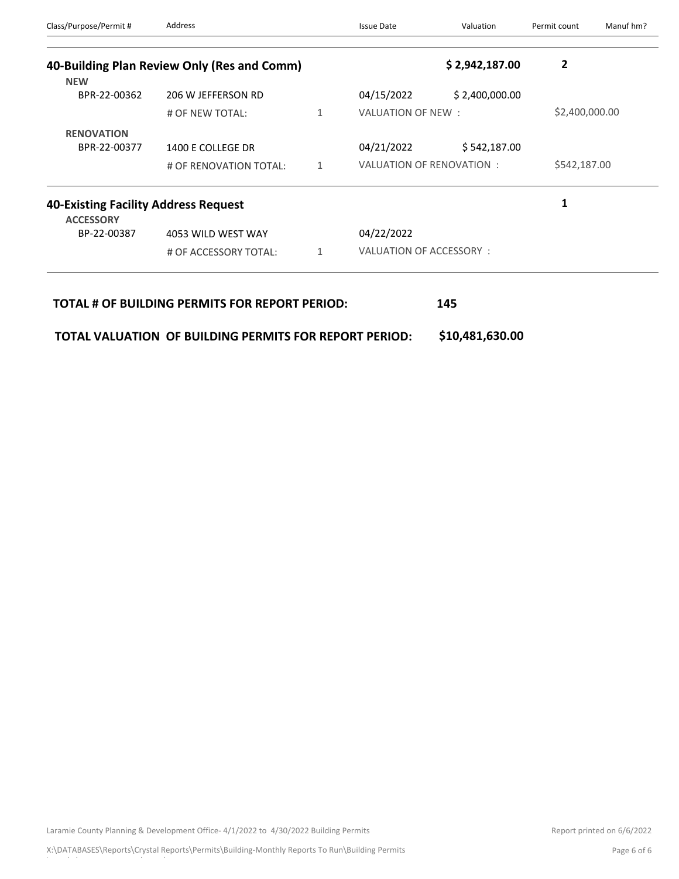| Class/Purpose/Permit # | Address | | Issue Date | Valuation | Permit count | Manuf hm? |
|---|---|---|---|---|---|---|
| **40-Building Plan Review Only (Res and Comm)** | | | | **$ 2,942,187.00** | **2** | |
| **NEW** | | | | | | |
| BPR-22-00362 | 206 W JEFFERSON RD | | 04/15/2022 | $ 2,400,000.00 | | |
| | # OF NEW TOTAL: | 1 | VALUATION OF NEW : | | $2,400,000.00 | |
| **RENOVATION** | | | | | | |
| BPR-22-00377 | 1400 E COLLEGE DR | | 04/21/2022 | $ 542,187.00 | | |
| | # OF RENOVATION TOTAL: | 1 | VALUATION OF RENOVATION : | | $542,187.00 | |
| **40-Existing Facility Address Request** | | | | | **1** | |
| **ACCESSORY** | | | | | | |
| BP-22-00387 | 4053 WILD WEST WAY | | 04/22/2022 | | | |
| | # OF ACCESSORY TOTAL: | 1 | VALUATION OF ACCESSORY : | | | |

**TOTAL # OF BUILDING PERMITS FOR REPORT PERIOD: 145**

**TOTAL VALUATION OF BUILDING PERMITS FOR REPORT PERIOD: $10,481,630.00**